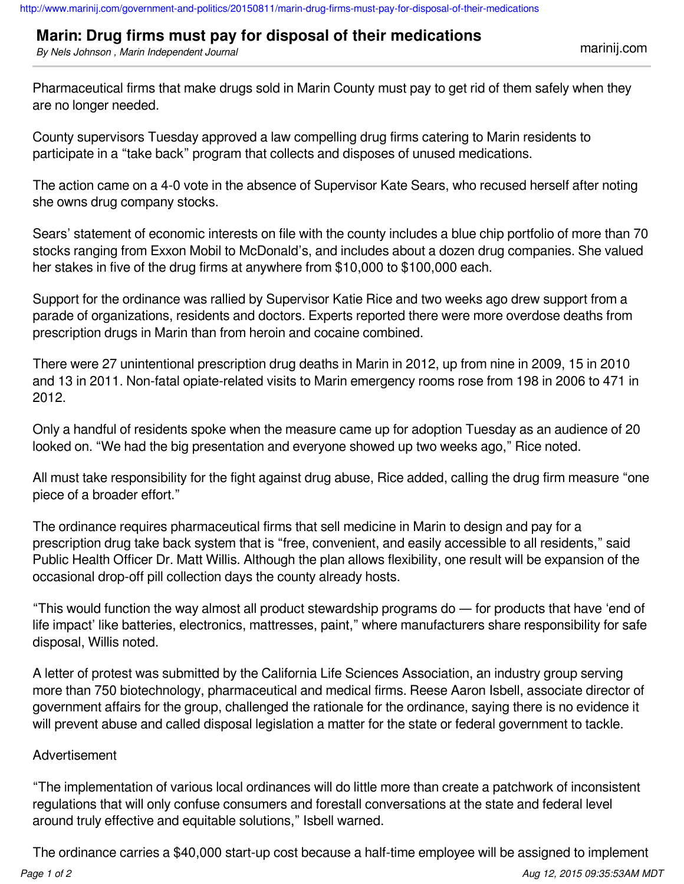# Marin: Drug firms must pay for disposal of their medications

*By Nels Johnson , Marin Independent Journal*

marinij.com

Pharmaceutical firms that make drugs sold in Marin County must pay to get rid of them safely when they are no longer needed.

County supervisors Tuesday approved a law compelling drug firms catering to Marin residents to participate in a “take back” program that collects and disposes of unused medications.

The action came on a 4-0 vote in the absence of Supervisor Kate Sears, who recused herself after noting she owns drug company stocks.

Sears’ statement of economic interests on file with the county includes a blue chip portfolio of more than 70 stocks ranging from Exxon Mobil to McDonald’s, and includes about a dozen drug companies. She valued her stakes in five of the drug firms at anywhere from $10,000 to $100,000 each.

Support for the ordinance was rallied by Supervisor Katie Rice and two weeks ago drew support from a parade of organizations, residents and doctors. Experts reported there were more overdose deaths from prescription drugs in Marin than from heroin and cocaine combined.

There were 27 unintentional prescription drug deaths in Marin in 2012, up from nine in 2009, 15 in 2010 and 13 in 2011. Non-fatal opiate-related visits to Marin emergency rooms rose from 198 in 2006 to 471 in 2012.

Only a handful of residents spoke when the measure came up for adoption Tuesday as an audience of 20 looked on. “We had the big presentation and everyone showed up two weeks ago,” Rice noted.

All must take responsibility for the fight against drug abuse, Rice added, calling the drug firm measure “one piece of a broader effort.”

The ordinance requires pharmaceutical firms that sell medicine in Marin to design and pay for a prescription drug take back system that is “free, convenient, and easily accessible to all residents,” said Public Health Officer Dr. Matt Willis. Although the plan allows flexibility, one result will be expansion of the occasional drop-off pill collection days the county already hosts.

“This would function the way almost all product stewardship programs do — for products that have ‘end of life impact’ like batteries, electronics, mattresses, paint,” where manufacturers share responsibility for safe disposal, Willis noted.

A letter of protest was submitted by the California Life Sciences Association, an industry group serving more than 750 biotechnology, pharmaceutical and medical firms. Reese Aaron Isbell, associate director of government affairs for the group, challenged the rationale for the ordinance, saying there is no evidence it will prevent abuse and called disposal legislation a matter for the state or federal government to tackle.

Advertisement

“The implementation of various local ordinances will do little more than create a patchwork of inconsistent regulations that will only confuse consumers and forestall conversations at the state and federal level around truly effective and equitable solutions,” Isbell warned.

The ordinance carries a $40,000 start-up cost because a half-time employee will be assigned to implement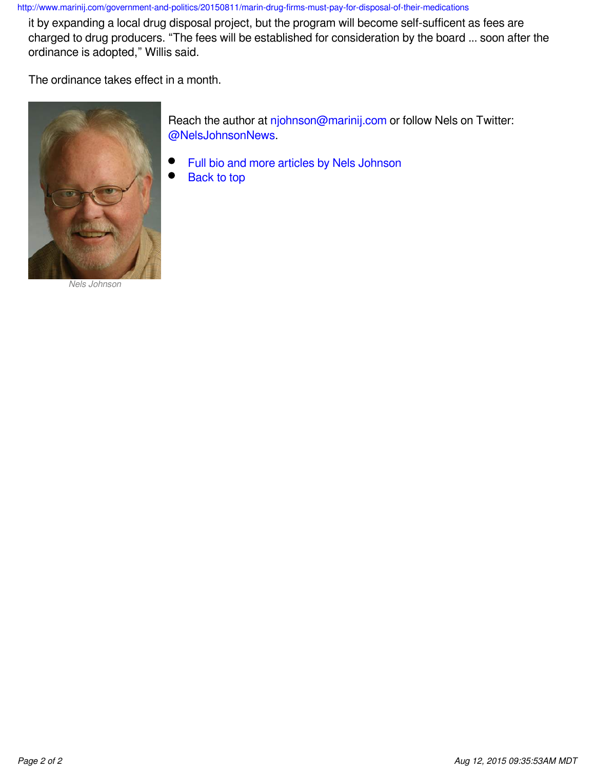it by expanding a local drug disposal project, but the program will become self-sufficent as fees are charged to drug producers. “The fees will be established for consideration by the board ... soon after the ordinance is adopted,” Willis said.

The ordinance takes effect in a month.

*Nels Johnson*

Reach the author at njohnson@marinij.com or follow Nels on Twitter: @NelsJohnsonNews.

- Full bio and more articles by Nels Johnson
- Back to top